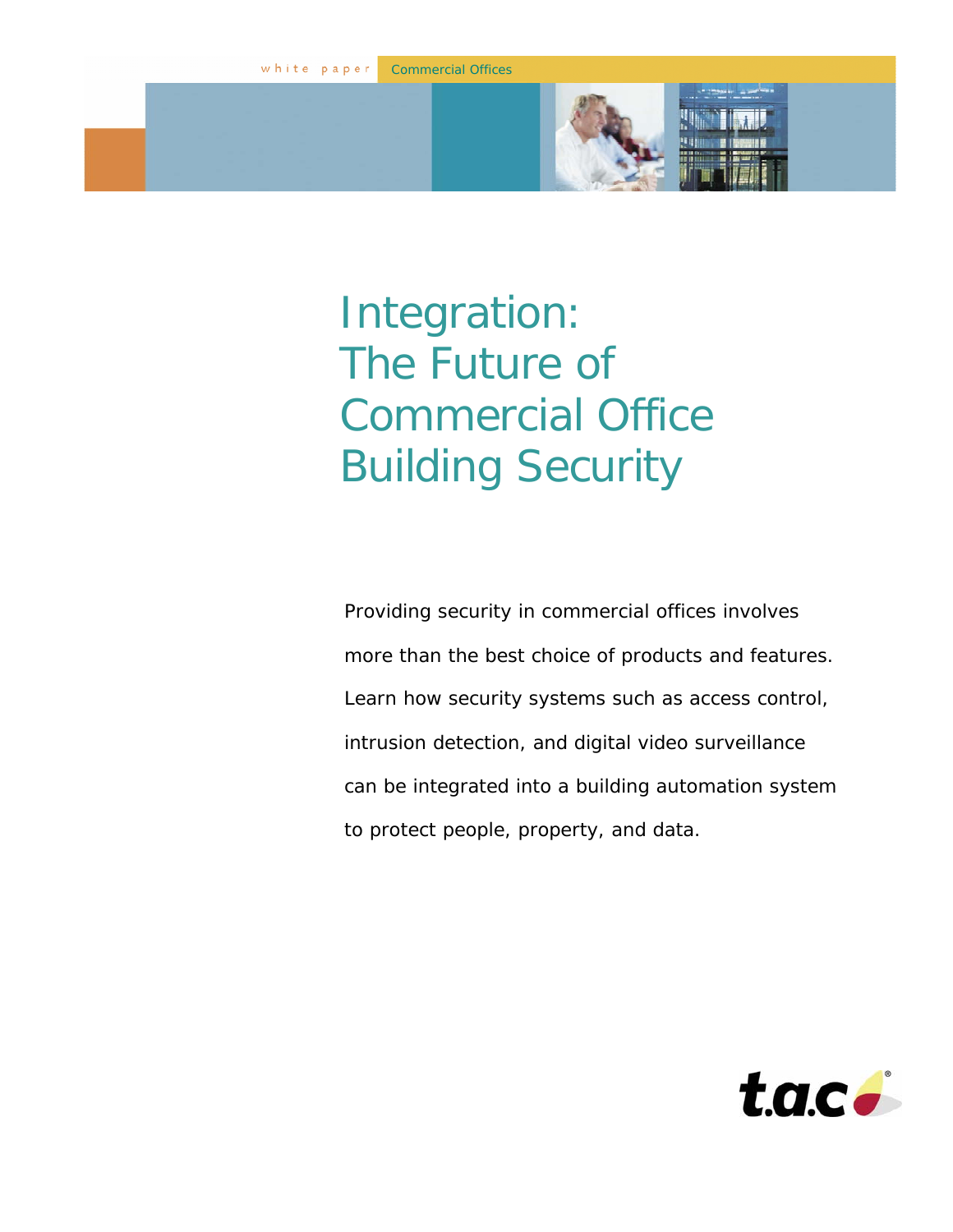white paper Commercial Offices

# Integration: The Future of Commercial Office Building Security

Providing security in commercial offices involves more than the best choice of products and features. Learn how security systems such as access control, intrusion detection, and digital video surveillance can be integrated into a building automation system to protect people, property, and data.

t.a.c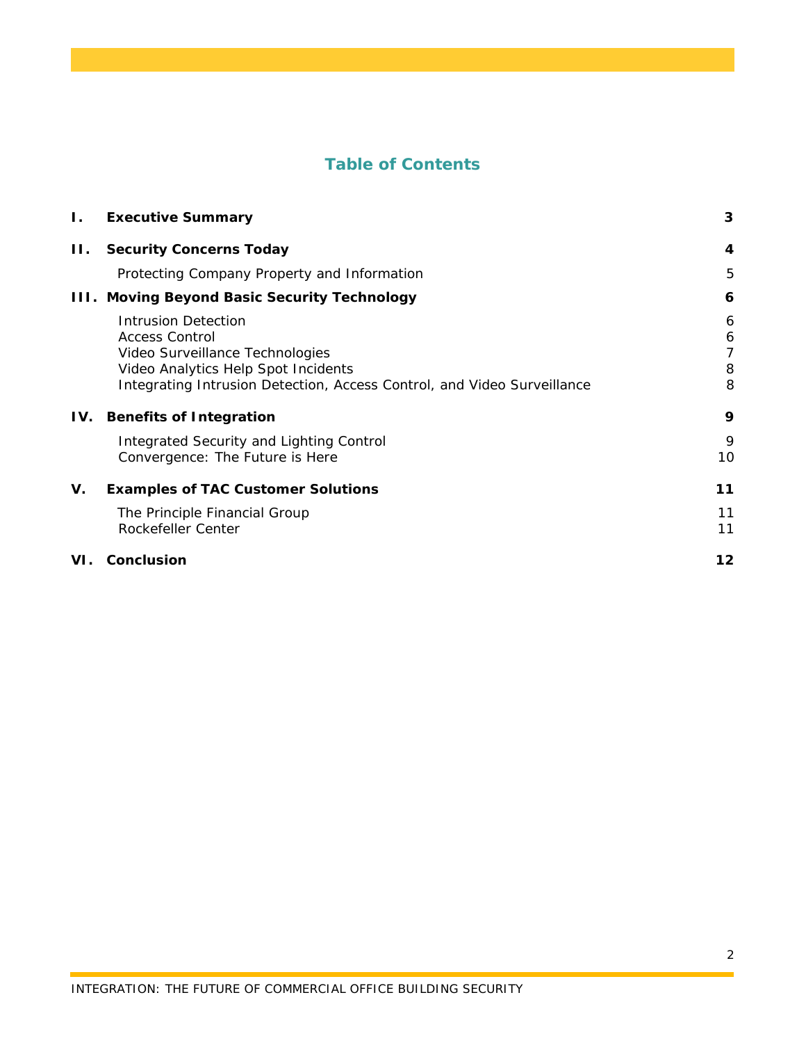# Table of Contents

| | | |
|---|---|---|
| **I.** | **Executive Summary** | **3** |
| **II.** | **Security Concerns Today** | **4** |
| | Protecting Company Property and Information | 5 |
| **III.** | **Moving Beyond Basic Security Technology** | **6** |
| | Intrusion Detection | 6 |
| | Access Control | 6 |
| | Video Surveillance Technologies | 7 |
| | Video Analytics Help Spot Incidents | 8 |
| | Integrating Intrusion Detection, Access Control, and Video Surveillance | 8 |
| **IV.** | **Benefits of Integration** | **9** |
| | Integrated Security and Lighting Control | 9 |
| | Convergence: The Future is Here | 10 |
| **V.** | **Examples of TAC Customer Solutions** | **11** |
| | The Principle Financial Group | 11 |
| | Rockefeller Center | 11 |
| **VI.** | **Conclusion** | **12** |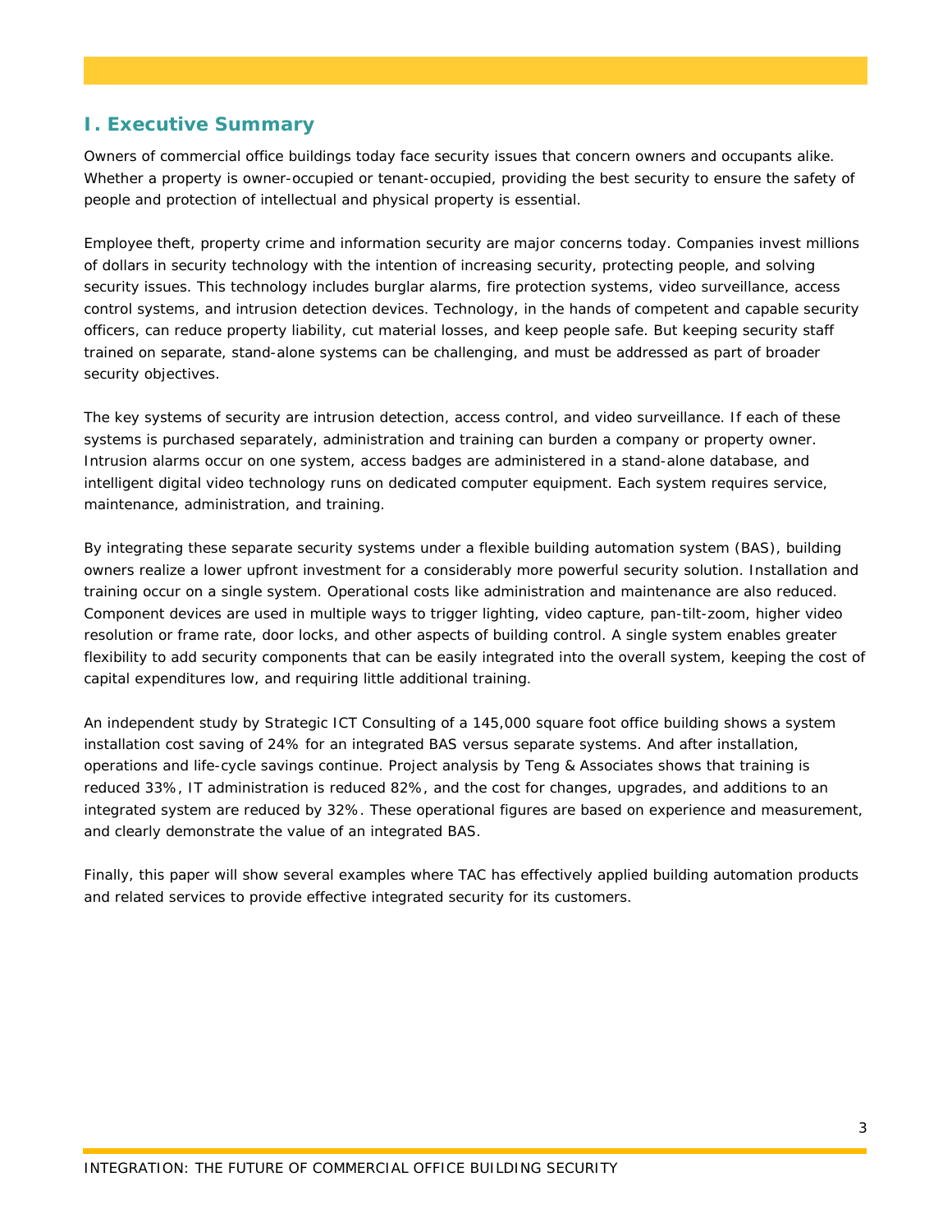## I. Executive Summary

Owners of commercial office buildings today face security issues that concern owners and occupants alike. Whether a property is owner-occupied or tenant-occupied, providing the best security to ensure the safety of people and protection of intellectual and physical property is essential.

Employee theft, property crime and information security are major concerns today. Companies invest millions of dollars in security technology with the intention of increasing security, protecting people, and solving security issues. This technology includes burglar alarms, fire protection systems, video surveillance, access control systems, and intrusion detection devices. Technology, in the hands of competent and capable security officers, can reduce property liability, cut material losses, and keep people safe. But keeping security staff trained on separate, stand-alone systems can be challenging, and must be addressed as part of broader security objectives.

The key systems of security are intrusion detection, access control, and video surveillance. If each of these systems is purchased separately, administration and training can burden a company or property owner. Intrusion alarms occur on one system, access badges are administered in a stand-alone database, and intelligent digital video technology runs on dedicated computer equipment. Each system requires service, maintenance, administration, and training.

By integrating these separate security systems under a flexible building automation system (BAS), building owners realize a lower upfront investment for a considerably more powerful security solution. Installation and training occur on a single system. Operational costs like administration and maintenance are also reduced. Component devices are used in multiple ways to trigger lighting, video capture, pan-tilt-zoom, higher video resolution or frame rate, door locks, and other aspects of building control. A single system enables greater flexibility to add security components that can be easily integrated into the overall system, keeping the cost of capital expenditures low, and requiring little additional training.

An independent study by Strategic ICT Consulting of a 145,000 square foot office building shows a system installation cost saving of 24% for an integrated BAS versus separate systems. And after installation, operations and life-cycle savings continue. Project analysis by Teng & Associates shows that training is reduced 33%, IT administration is reduced 82%, and the cost for changes, upgrades, and additions to an integrated system are reduced by 32%. These operational figures are based on experience and measurement, and clearly demonstrate the value of an integrated BAS.

Finally, this paper will show several examples where TAC has effectively applied building automation products and related services to provide effective integrated security for its customers.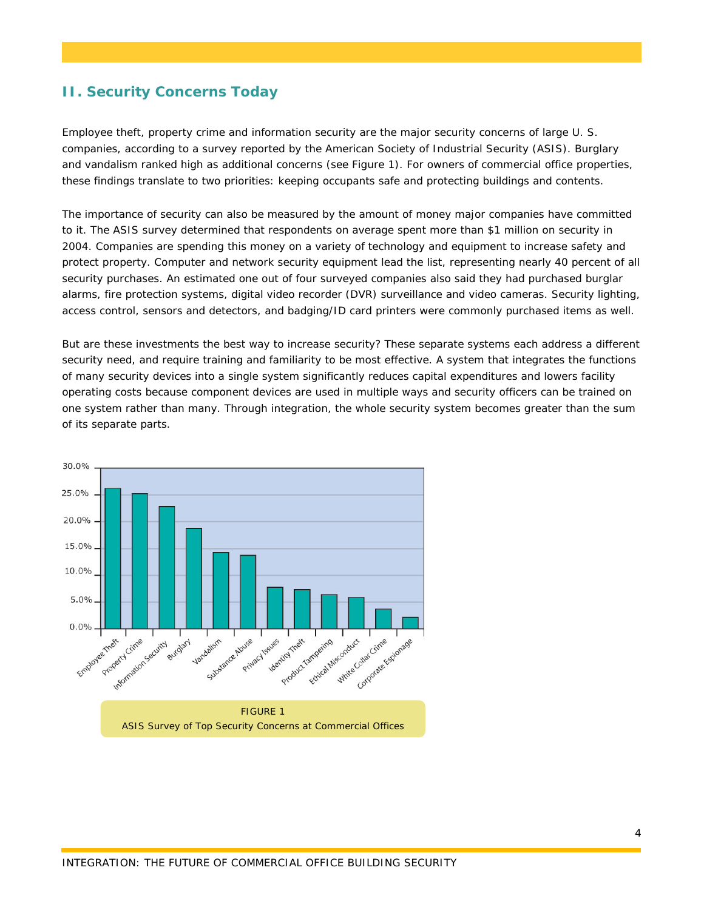## II. Security Concerns Today

Employee theft, property crime and information security are the major security concerns of large U. S. companies, according to a survey reported by the American Society of Industrial Security (ASIS). Burglary and vandalism ranked high as additional concerns (see Figure 1). For owners of commercial office properties, these findings translate to two priorities: keeping occupants safe and protecting buildings and contents.

The importance of security can also be measured by the amount of money major companies have committed to it. The ASIS survey determined that respondents on average spent more than $1 million on security in 2004. Companies are spending this money on a variety of technology and equipment to increase safety and protect property. Computer and network security equipment lead the list, representing nearly 40 percent of all security purchases. An estimated one out of four surveyed companies also said they had purchased burglar alarms, fire protection systems, digital video recorder (DVR) surveillance and video cameras. Security lighting, access control, sensors and detectors, and badging/ID card printers were commonly purchased items as well.

But are these investments the best way to increase security? These separate systems each address a different security need, and require training and familiarity to be most effective. A system that integrates the functions of many security devices into a single system significantly reduces capital expenditures and lowers facility operating costs because component devices are used in multiple ways and security officers can be trained on one system rather than many. Through integration, the whole security system becomes greater than the sum of its separate parts.

FIGURE 1
ASIS Survey of Top Security Concerns at Commercial Offices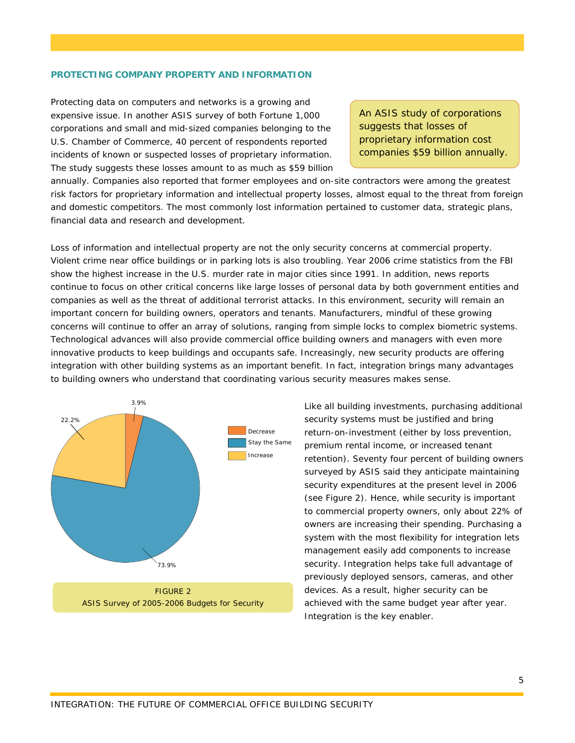## PROTECTING COMPANY PROPERTY AND INFORMATION

Protecting data on computers and networks is a growing and expensive issue. In another ASIS survey of both Fortune 1,000 corporations and small and mid-sized companies belonging to the U.S. Chamber of Commerce, 40 percent of respondents reported incidents of known or suspected losses of proprietary information. The study suggests these losses amount to as much as $59 billion annually. Companies also reported that former employees and on-site contractors were among the greatest risk factors for proprietary information and intellectual property losses, almost equal to the threat from foreign and domestic competitors. The most commonly lost information pertained to customer data, strategic plans, financial data and research and development.

> An ASIS study of corporations suggests that losses of proprietary information cost companies $59 billion annually.

Loss of information and intellectual property are not the only security concerns at commercial property. Violent crime near office buildings or in parking lots is also troubling. Year 2006 crime statistics from the FBI show the highest increase in the U.S. murder rate in major cities since 1991. In addition, news reports continue to focus on other critical concerns like large losses of personal data by both government entities and companies as well as the threat of additional terrorist attacks. In this environment, security will remain an important concern for building owners, operators and tenants. Manufacturers, mindful of these growing concerns will continue to offer an array of solutions, ranging from simple locks to complex biometric systems. Technological advances will also provide commercial office building owners and managers with even more innovative products to keep buildings and occupants safe. Increasingly, new security products are offering integration with other building systems as an important benefit. In fact, integration brings many advantages to building owners who understand that coordinating various security measures makes sense.

| Budget for Security | Percent |
|---|---|
| Decrease | 3.9% |
| Stay the Same | 73.9% |
| Increase | 22.2% |

FIGURE 2
ASIS Survey of 2005-2006 Budgets for Security

Like all building investments, purchasing additional security systems must be justified and bring return-on-investment (either by loss prevention, premium rental income, or increased tenant retention). Seventy four percent of building owners surveyed by ASIS said they anticipate maintaining security expenditures at the present level in 2006 (see Figure 2). Hence, while security is important to commercial property owners, only about 22% of owners are increasing their spending. Purchasing a system with the most flexibility for integration lets management easily add components to increase security. Integration helps take full advantage of previously deployed sensors, cameras, and other devices. As a result, higher security can be achieved with the same budget year after year. Integration is the key enabler.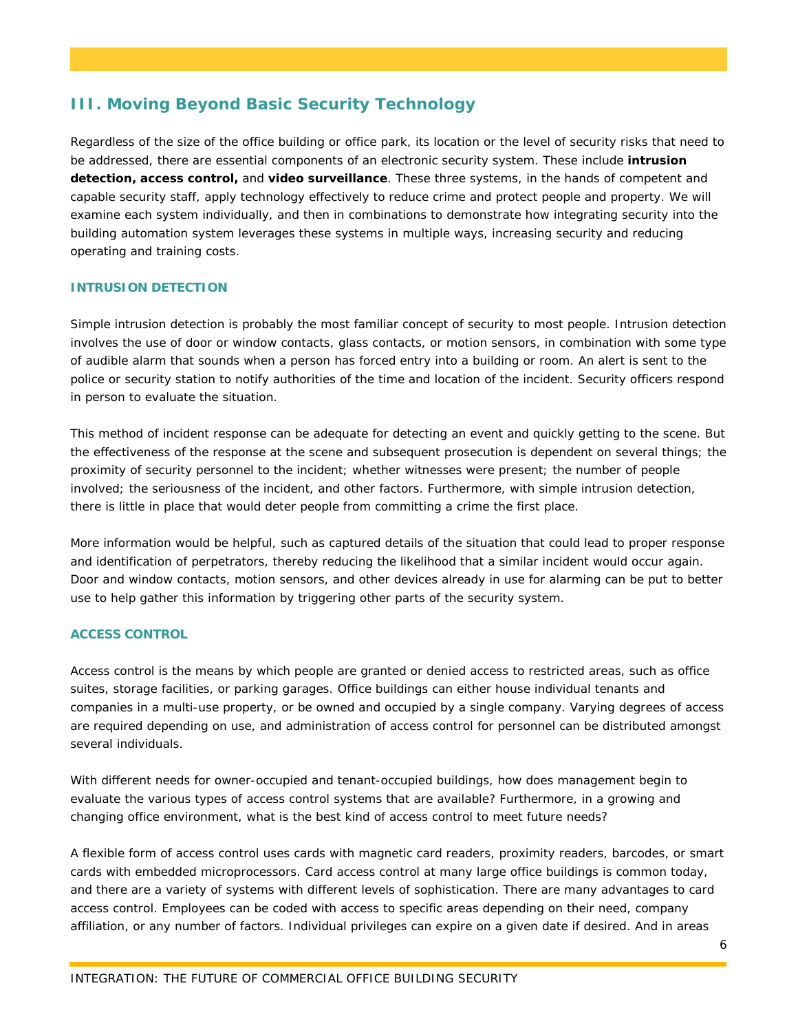## III. Moving Beyond Basic Security Technology

Regardless of the size of the office building or office park, its location or the level of security risks that need to be addressed, there are essential components of an electronic security system. These include **intrusion detection, access control,** and **video surveillance**. These three systems, in the hands of competent and capable security staff, apply technology effectively to reduce crime and protect people and property. We will examine each system individually, and then in combinations to demonstrate how integrating security into the building automation system leverages these systems in multiple ways, increasing security and reducing operating and training costs.

### INTRUSION DETECTION

Simple intrusion detection is probably the most familiar concept of security to most people. Intrusion detection involves the use of door or window contacts, glass contacts, or motion sensors, in combination with some type of audible alarm that sounds when a person has forced entry into a building or room. An alert is sent to the police or security station to notify authorities of the time and location of the incident. Security officers respond in person to evaluate the situation.

This method of incident response can be adequate for detecting an event and quickly getting to the scene. But the effectiveness of the response at the scene and subsequent prosecution is dependent on several things; the proximity of security personnel to the incident; whether witnesses were present; the number of people involved; the seriousness of the incident, and other factors. Furthermore, with simple intrusion detection, there is little in place that would deter people from committing a crime the first place.

More information would be helpful, such as captured details of the situation that could lead to proper response and identification of perpetrators, thereby reducing the likelihood that a similar incident would occur again. Door and window contacts, motion sensors, and other devices already in use for alarming can be put to better use to help gather this information by triggering other parts of the security system.

### ACCESS CONTROL

Access control is the means by which people are granted or denied access to restricted areas, such as office suites, storage facilities, or parking garages. Office buildings can either house individual tenants and companies in a multi-use property, or be owned and occupied by a single company. Varying degrees of access are required depending on use, and administration of access control for personnel can be distributed amongst several individuals.

With different needs for owner-occupied and tenant-occupied buildings, how does management begin to evaluate the various types of access control systems that are available? Furthermore, in a growing and changing office environment, what is the best kind of access control to meet future needs?

A flexible form of access control uses cards with magnetic card readers, proximity readers, barcodes, or smart cards with embedded microprocessors. Card access control at many large office buildings is common today, and there are a variety of systems with different levels of sophistication. There are many advantages to card access control. Employees can be coded with access to specific areas depending on their need, company affiliation, or any number of factors. Individual privileges can expire on a given date if desired. And in areas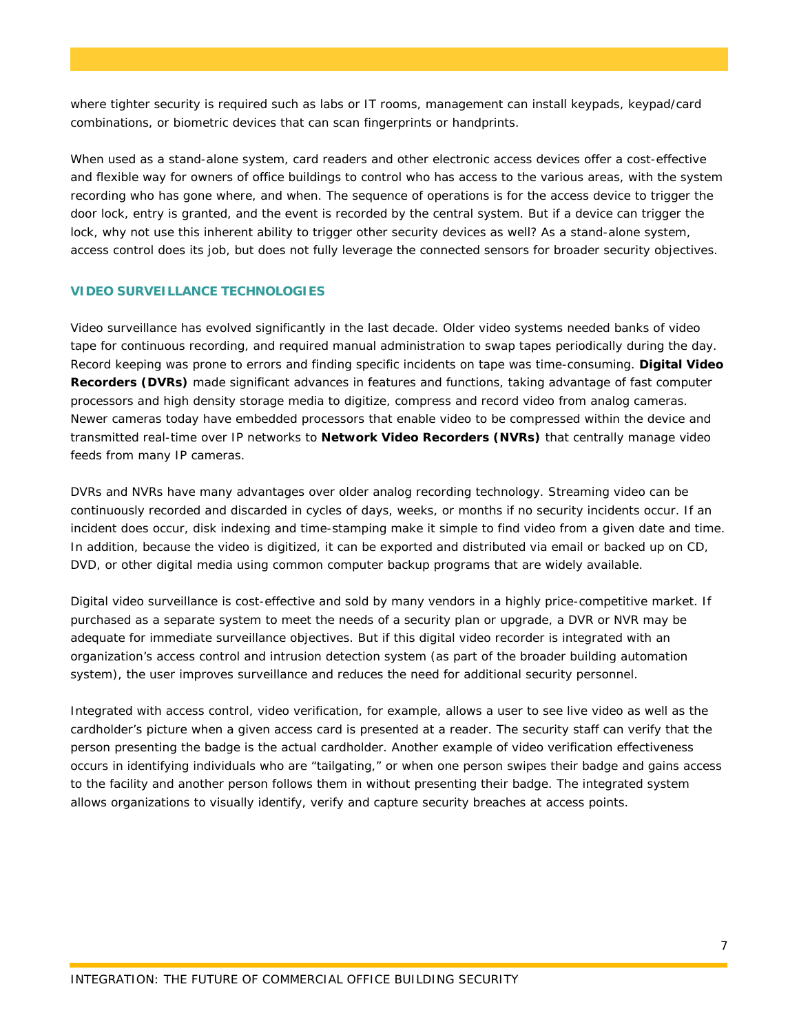where tighter security is required such as labs or IT rooms, management can install keypads, keypad/card combinations, or biometric devices that can scan fingerprints or handprints.

When used as a stand-alone system, card readers and other electronic access devices offer a cost-effective and flexible way for owners of office buildings to control who has access to the various areas, with the system recording who has gone where, and when. The sequence of operations is for the access device to trigger the door lock, entry is granted, and the event is recorded by the central system. But if a device can trigger the lock, why not use this inherent ability to trigger other security devices as well? As a stand-alone system, access control does its job, but does not fully leverage the connected sensors for broader security objectives.

## VIDEO SURVEILLANCE TECHNOLOGIES

Video surveillance has evolved significantly in the last decade. Older video systems needed banks of video tape for continuous recording, and required manual administration to swap tapes periodically during the day. Record keeping was prone to errors and finding specific incidents on tape was time-consuming. **Digital Video Recorders (DVRs)** made significant advances in features and functions, taking advantage of fast computer processors and high density storage media to digitize, compress and record video from analog cameras. Newer cameras today have embedded processors that enable video to be compressed within the device and transmitted real-time over IP networks to **Network Video Recorders (NVRs)** that centrally manage video feeds from many IP cameras.

DVRs and NVRs have many advantages over older analog recording technology. Streaming video can be continuously recorded and discarded in cycles of days, weeks, or months if no security incidents occur. If an incident does occur, disk indexing and time-stamping make it simple to find video from a given date and time. In addition, because the video is digitized, it can be exported and distributed via email or backed up on CD, DVD, or other digital media using common computer backup programs that are widely available.

Digital video surveillance is cost-effective and sold by many vendors in a highly price-competitive market. If purchased as a separate system to meet the needs of a security plan or upgrade, a DVR or NVR may be adequate for immediate surveillance objectives. But if this digital video recorder is integrated with an organization's access control and intrusion detection system (as part of the broader building automation system), the user improves surveillance and reduces the need for additional security personnel.

Integrated with access control, video verification, for example, allows a user to see live video as well as the cardholder's picture when a given access card is presented at a reader. The security staff can verify that the person presenting the badge is the actual cardholder. Another example of video verification effectiveness occurs in identifying individuals who are "tailgating," or when one person swipes their badge and gains access to the facility and another person follows them in without presenting their badge. The integrated system allows organizations to visually identify, verify and capture security breaches at access points.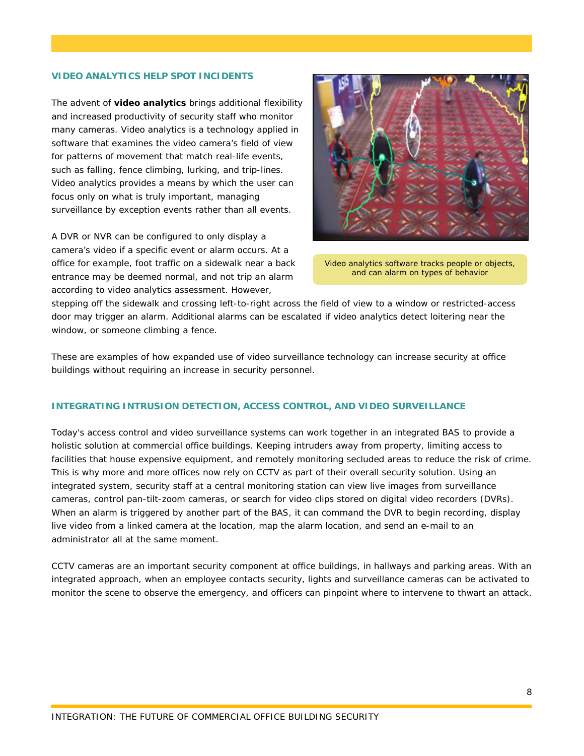## VIDEO ANALYTICS HELP SPOT INCIDENTS

The advent of **video analytics** brings additional flexibility and increased productivity of security staff who monitor many cameras. Video analytics is a technology applied in software that examines the video camera's field of view for patterns of movement that match real-life events, such as falling, fence climbing, lurking, and trip-lines. Video analytics provides a means by which the user can focus only on what is truly important, managing surveillance by exception events rather than all events.

Video analytics software tracks people or objects, and can alarm on types of behavior

A DVR or NVR can be configured to only display a camera's video if a specific event or alarm occurs. At a office for example, foot traffic on a sidewalk near a back entrance may be deemed normal, and not trip an alarm according to video analytics assessment. However, stepping off the sidewalk and crossing left-to-right across the field of view to a window or restricted-access door may trigger an alarm. Additional alarms can be escalated if video analytics detect loitering near the window, or someone climbing a fence.

These are examples of how expanded use of video surveillance technology can increase security at office buildings without requiring an increase in security personnel.

## INTEGRATING INTRUSION DETECTION, ACCESS CONTROL, AND VIDEO SURVEILLANCE

Today's access control and video surveillance systems can work together in an integrated BAS to provide a holistic solution at commercial office buildings. Keeping intruders away from property, limiting access to facilities that house expensive equipment, and remotely monitoring secluded areas to reduce the risk of crime. This is why more and more offices now rely on CCTV as part of their overall security solution. Using an integrated system, security staff at a central monitoring station can view live images from surveillance cameras, control pan-tilt-zoom cameras, or search for video clips stored on digital video recorders (DVRs). When an alarm is triggered by another part of the BAS, it can command the DVR to begin recording, display live video from a linked camera at the location, map the alarm location, and send an e-mail to an administrator all at the same moment.

CCTV cameras are an important security component at office buildings, in hallways and parking areas. With an integrated approach, when an employee contacts security, lights and surveillance cameras can be activated to monitor the scene to observe the emergency, and officers can pinpoint where to intervene to thwart an attack.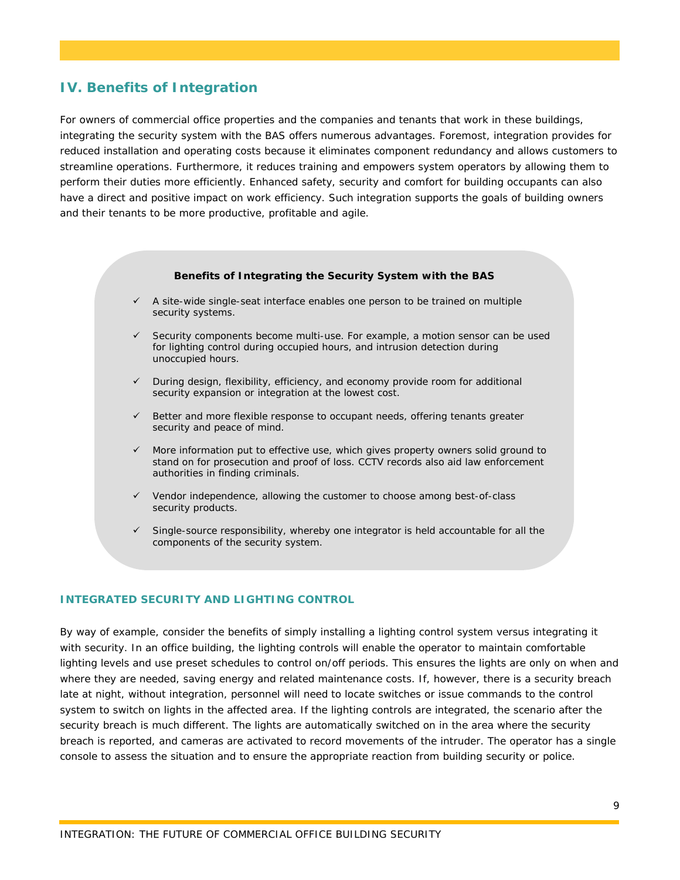## IV. Benefits of Integration

For owners of commercial office properties and the companies and tenants that work in these buildings, integrating the security system with the BAS offers numerous advantages. Foremost, integration provides for reduced installation and operating costs because it eliminates component redundancy and allows customers to streamline operations. Furthermore, it reduces training and empowers system operators by allowing them to perform their duties more efficiently. Enhanced safety, security and comfort for building occupants can also have a direct and positive impact on work efficiency. Such integration supports the goals of building owners and their tenants to be more productive, profitable and agile.

**Benefits of Integrating the Security System with the BAS**

- ✓ A site-wide single-seat interface enables one person to be trained on multiple security systems.
- ✓ Security components become multi-use. For example, a motion sensor can be used for lighting control during occupied hours, and intrusion detection during unoccupied hours.
- ✓ During design, flexibility, efficiency, and economy provide room for additional security expansion or integration at the lowest cost.
- ✓ Better and more flexible response to occupant needs, offering tenants greater security and peace of mind.
- ✓ More information put to effective use, which gives property owners solid ground to stand on for prosecution and proof of loss. CCTV records also aid law enforcement authorities in finding criminals.
- ✓ Vendor independence, allowing the customer to choose among best-of-class security products.
- ✓ Single-source responsibility, whereby one integrator is held accountable for all the components of the security system.

### INTEGRATED SECURITY AND LIGHTING CONTROL

By way of example, consider the benefits of simply installing a lighting control system versus integrating it with security. In an office building, the lighting controls will enable the operator to maintain comfortable lighting levels and use preset schedules to control on/off periods. This ensures the lights are only on when and where they are needed, saving energy and related maintenance costs. If, however, there is a security breach late at night, without integration, personnel will need to locate switches or issue commands to the control system to switch on lights in the affected area. If the lighting controls are integrated, the scenario after the security breach is much different. The lights are automatically switched on in the area where the security breach is reported, and cameras are activated to record movements of the intruder. The operator has a single console to assess the situation and to ensure the appropriate reaction from building security or police.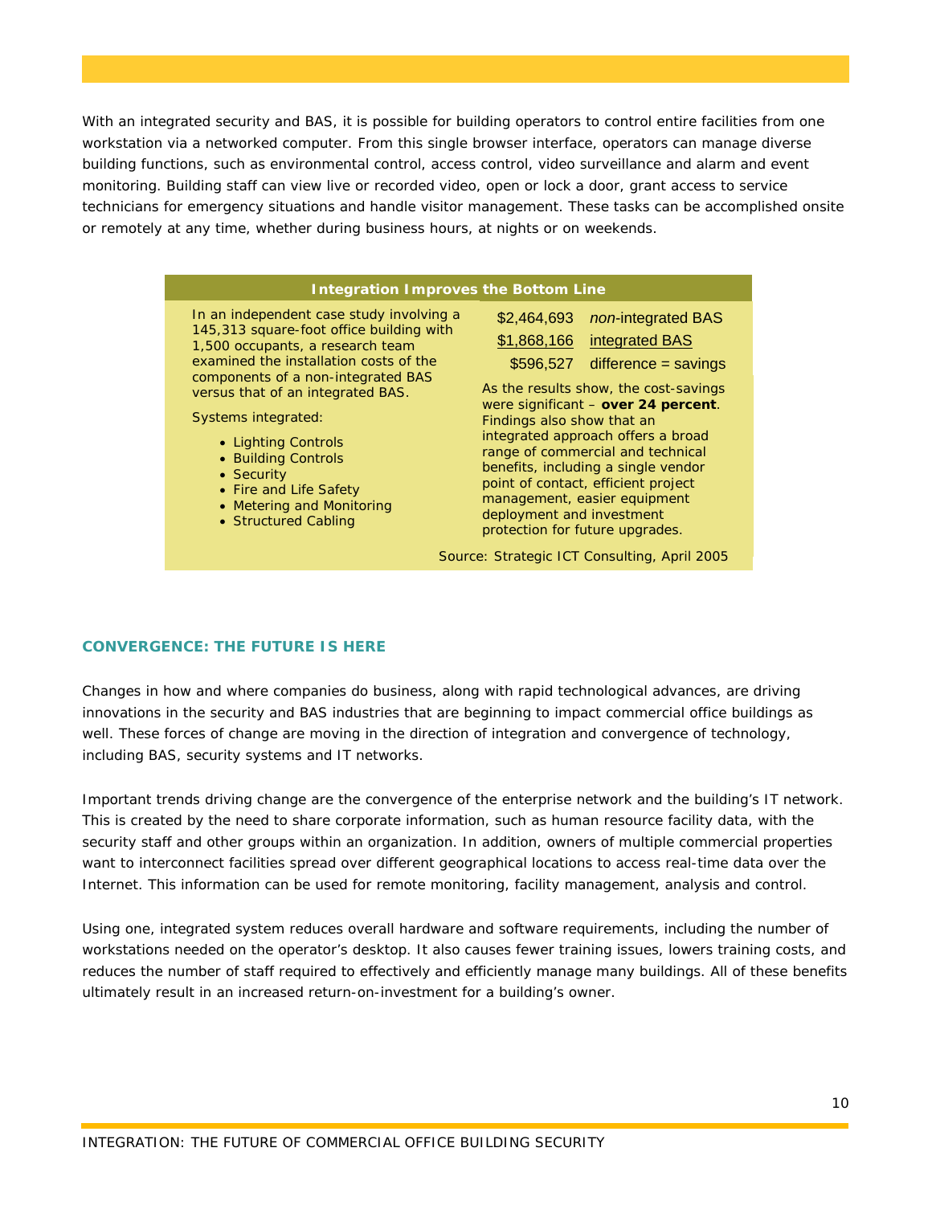With an integrated security and BAS, it is possible for building operators to control entire facilities from one workstation via a networked computer. From this single browser interface, operators can manage diverse building functions, such as environmental control, access control, video surveillance and alarm and event monitoring. Building staff can view live or recorded video, open or lock a door, grant access to service technicians for emergency situations and handle visitor management. These tasks can be accomplished onsite or remotely at any time, whether during business hours, at nights or on weekends.

**Integration Improves the Bottom Line**

In an independent case study involving a 145,313 square-foot office building with 1,500 occupants, a research team examined the installation costs of the components of a non-integrated BAS versus that of an integrated BAS.

Systems integrated:

- Lighting Controls
- Building Controls
- Security
- Fire and Life Safety
- Metering and Monitoring
- Structured Cabling

| | |
|---|---|
| $2,464,693 | *non*-integrated BAS |
| $1,868,166 | integrated BAS |
| $596,527 | difference = savings |

As the results show, the cost-savings were significant – **over 24 percent**. Findings also show that an integrated approach offers a broad range of commercial and technical benefits, including a single vendor point of contact, efficient project management, easier equipment deployment and investment protection for future upgrades.

Source: Strategic ICT Consulting, April 2005

## CONVERGENCE: THE FUTURE IS HERE

Changes in how and where companies do business, along with rapid technological advances, are driving innovations in the security and BAS industries that are beginning to impact commercial office buildings as well. These forces of change are moving in the direction of integration and convergence of technology, including BAS, security systems and IT networks.

Important trends driving change are the convergence of the enterprise network and the building's IT network. This is created by the need to share corporate information, such as human resource facility data, with the security staff and other groups within an organization. In addition, owners of multiple commercial properties want to interconnect facilities spread over different geographical locations to access real-time data over the Internet. This information can be used for remote monitoring, facility management, analysis and control.

Using one, integrated system reduces overall hardware and software requirements, including the number of workstations needed on the operator's desktop. It also causes fewer training issues, lowers training costs, and reduces the number of staff required to effectively and efficiently manage many buildings. All of these benefits ultimately result in an increased return-on-investment for a building's owner.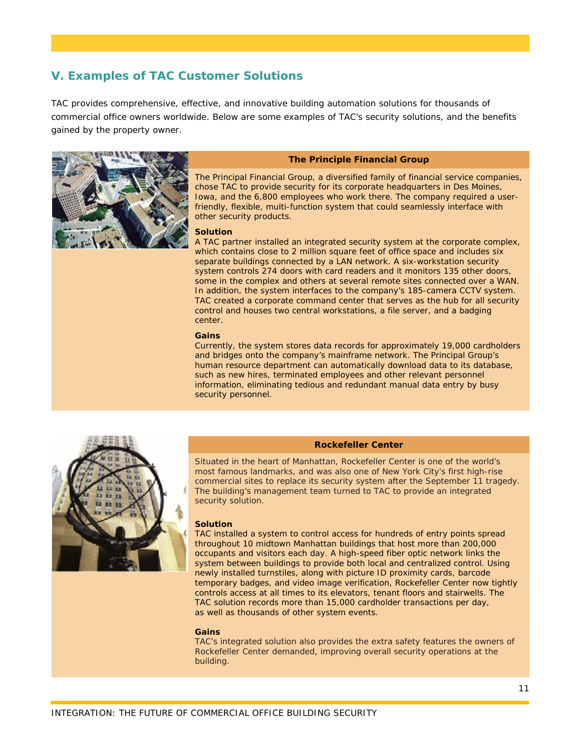## V. Examples of TAC Customer Solutions

TAC provides comprehensive, effective, and innovative building automation solutions for thousands of commercial office owners worldwide. Below are some examples of TAC's security solutions, and the benefits gained by the property owner.

### The Principle Financial Group

The Principal Financial Group, a diversified family of financial service companies, chose TAC to provide security for its corporate headquarters in Des Moines, Iowa, and the 6,800 employees who work there. The company required a user-friendly, flexible, multi-function system that could seamlessly interface with other security products.

**Solution**

A TAC partner installed an integrated security system at the corporate complex, which contains close to 2 million square feet of office space and includes six separate buildings connected by a LAN network. A six-workstation security system controls 274 doors with card readers and it monitors 135 other doors, some in the complex and others at several remote sites connected over a WAN. In addition, the system interfaces to the company's 185-camera CCTV system. TAC created a corporate command center that serves as the hub for all security control and houses two central workstations, a file server, and a badging center.

**Gains**

Currently, the system stores data records for approximately 19,000 cardholders and bridges onto the company's mainframe network. The Principal Group's human resource department can automatically download data to its database, such as new hires, terminated employees and other relevant personnel information, eliminating tedious and redundant manual data entry by busy security personnel.

### Rockefeller Center

Situated in the heart of Manhattan, Rockefeller Center is one of the world's most famous landmarks, and was also one of New York City's first high-rise commercial sites to replace its security system after the September 11 tragedy. The building's management team turned to TAC to provide an integrated security solution.

**Solution**

TAC installed a system to control access for hundreds of entry points spread throughout 10 midtown Manhattan buildings that host more than 200,000 occupants and visitors each day. A high-speed fiber optic network links the system between buildings to provide both local and centralized control. Using newly installed turnstiles, along with picture ID proximity cards, barcode temporary badges, and video image verification, Rockefeller Center now tightly controls access at all times to its elevators, tenant floors and stairwells. The TAC solution records more than 15,000 cardholder transactions per day, as well as thousands of other system events.

**Gains**

TAC's integrated solution also provides the extra safety features the owners of Rockefeller Center demanded, improving overall security operations at the building.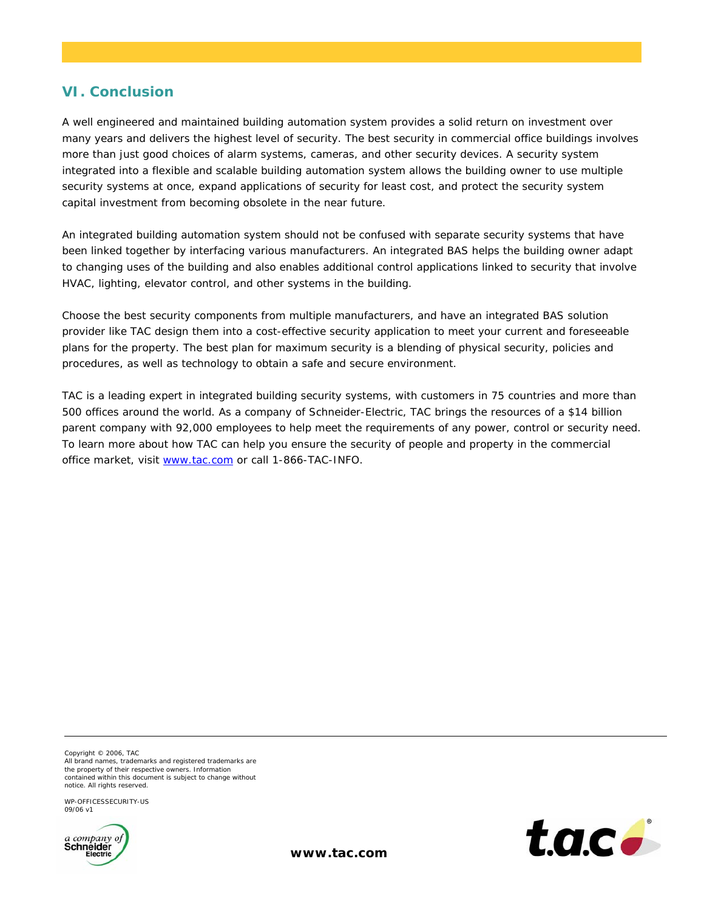## VI. Conclusion

A well engineered and maintained building automation system provides a solid return on investment over many years and delivers the highest level of security. The best security in commercial office buildings involves more than just good choices of alarm systems, cameras, and other security devices. A security system integrated into a flexible and scalable building automation system allows the building owner to use multiple security systems at once, expand applications of security for least cost, and protect the security system capital investment from becoming obsolete in the near future.

An integrated building automation system should not be confused with separate security systems that have been linked together by interfacing various manufacturers. An integrated BAS helps the building owner adapt to changing uses of the building and also enables additional control applications linked to security that involve HVAC, lighting, elevator control, and other systems in the building.

Choose the best security components from multiple manufacturers, and have an integrated BAS solution provider like TAC design them into a cost-effective security application to meet your current and foreseeable plans for the property. The best plan for maximum security is a blending of physical security, policies and procedures, as well as technology to obtain a safe and secure environment.

TAC is a leading expert in integrated building security systems, with customers in 75 countries and more than 500 offices around the world. As a company of Schneider-Electric, TAC brings the resources of a $14 billion parent company with 92,000 employees to help meet the requirements of any power, control or security need. To learn more about how TAC can help you ensure the security of people and property in the commercial office market, visit www.tac.com or call 1-866-TAC-INFO.

Copyright © 2006, TAC
All brand names, trademarks and registered trademarks are the property of their respective owners. Information contained within this document is subject to change without notice. All rights reserved.

WP-OFFICESSECURITY-US
09/06 v1

a company of Schneider Electric

www.tac.com

t.a.c®